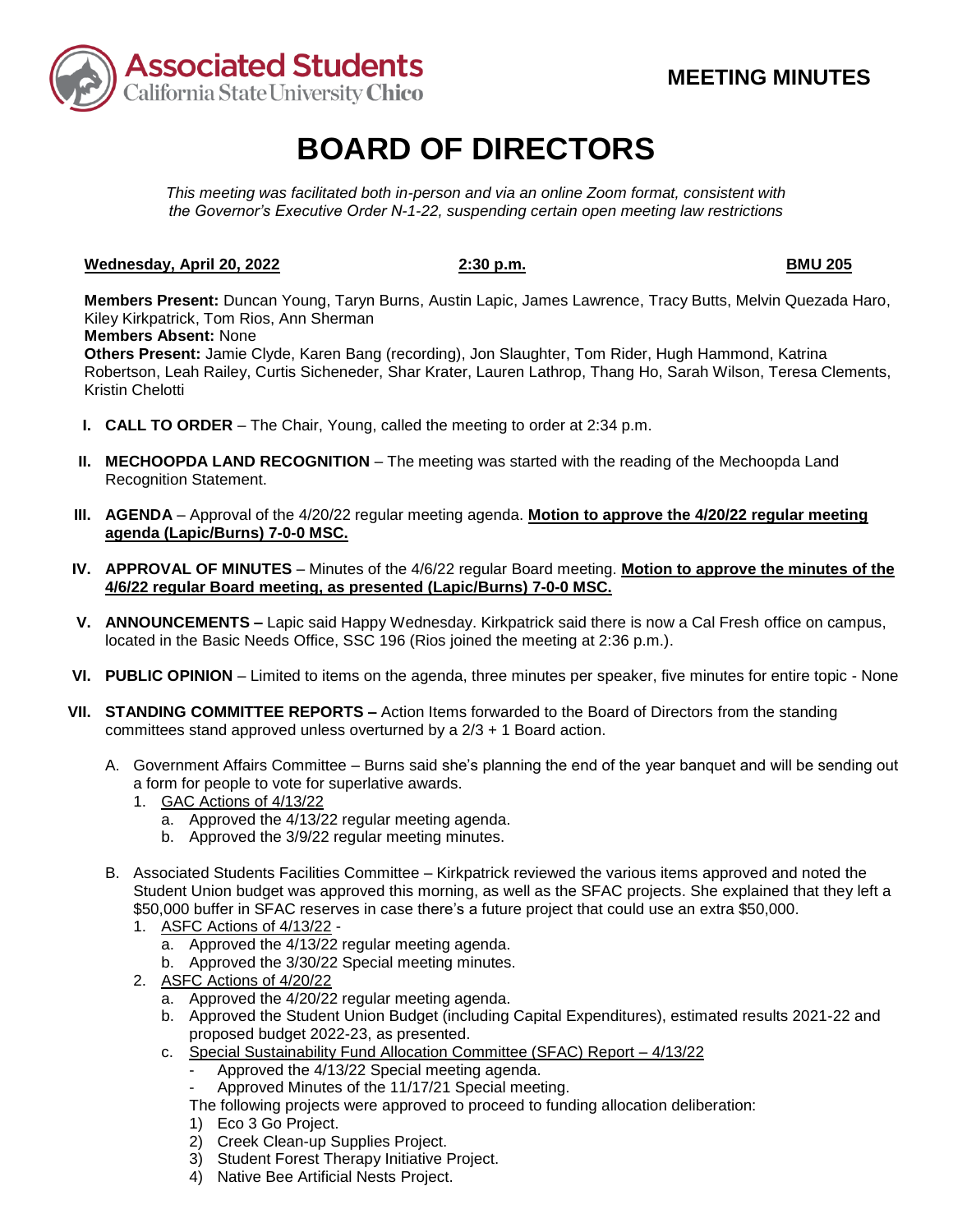Associated Students California State University Chico

**MEETING MINUTES**

# BOARD OF DIRECTORS

*This meeting was facilitated both in-person and via an online Zoom format, consistent with the Governor's Executive Order N-1-22, suspending certain open meeting law restrictions*

**Wednesday, April 20, 2022** **2:30 p.m.** **BMU 205**

**Members Present:** Duncan Young, Taryn Burns, Austin Lapic, James Lawrence, Tracy Butts, Melvin Quezada Haro, Kiley Kirkpatrick, Tom Rios, Ann Sherman
**Members Absent:** None
**Others Present:** Jamie Clyde, Karen Bang (recording), Jon Slaughter, Tom Rider, Hugh Hammond, Katrina Robertson, Leah Railey, Curtis Sicheneder, Shar Krater, Lauren Lathrop, Thang Ho, Sarah Wilson, Teresa Clements, Kristin Chelotti

I. **CALL TO ORDER** – The Chair, Young, called the meeting to order at 2:34 p.m.

II. **MECHOOPDA LAND RECOGNITION** – The meeting was started with the reading of the Mechoopda Land Recognition Statement.

III. **AGENDA** – Approval of the 4/20/22 regular meeting agenda. **Motion to approve the 4/20/22 regular meeting agenda (Lapic/Burns) 7-0-0 MSC.**

IV. **APPROVAL OF MINUTES** – Minutes of the 4/6/22 regular Board meeting. **Motion to approve the minutes of the 4/6/22 regular Board meeting, as presented (Lapic/Burns) 7-0-0 MSC.**

V. **ANNOUNCEMENTS –** Lapic said Happy Wednesday. Kirkpatrick said there is now a Cal Fresh office on campus, located in the Basic Needs Office, SSC 196 (Rios joined the meeting at 2:36 p.m.).

VI. **PUBLIC OPINION** – Limited to items on the agenda, three minutes per speaker, five minutes for entire topic - None

VII. **STANDING COMMITTEE REPORTS –** Action Items forwarded to the Board of Directors from the standing committees stand approved unless overturned by a 2/3 + 1 Board action.

A. Government Affairs Committee – Burns said she's planning the end of the year banquet and will be sending out a form for people to vote for superlative awards.
   1. GAC Actions of 4/13/22
      a. Approved the 4/13/22 regular meeting agenda.
      b. Approved the 3/9/22 regular meeting minutes.

B. Associated Students Facilities Committee – Kirkpatrick reviewed the various items approved and noted the Student Union budget was approved this morning, as well as the SFAC projects. She explained that they left a $50,000 buffer in SFAC reserves in case there's a future project that could use an extra $50,000.
   1. ASFC Actions of 4/13/22 -
      a. Approved the 4/13/22 regular meeting agenda.
      b. Approved the 3/30/22 Special meeting minutes.
   2. ASFC Actions of 4/20/22
      a. Approved the 4/20/22 regular meeting agenda.
      b. Approved the Student Union Budget (including Capital Expenditures), estimated results 2021-22 and proposed budget 2022-23, as presented.
      c. Special Sustainability Fund Allocation Committee (SFAC) Report – 4/13/22
         - Approved the 4/13/22 Special meeting agenda.
         - Approved Minutes of the 11/17/21 Special meeting.

         The following projects were approved to proceed to funding allocation deliberation:
         1) Eco 3 Go Project.
         2) Creek Clean-up Supplies Project.
         3) Student Forest Therapy Initiative Project.
         4) Native Bee Artificial Nests Project.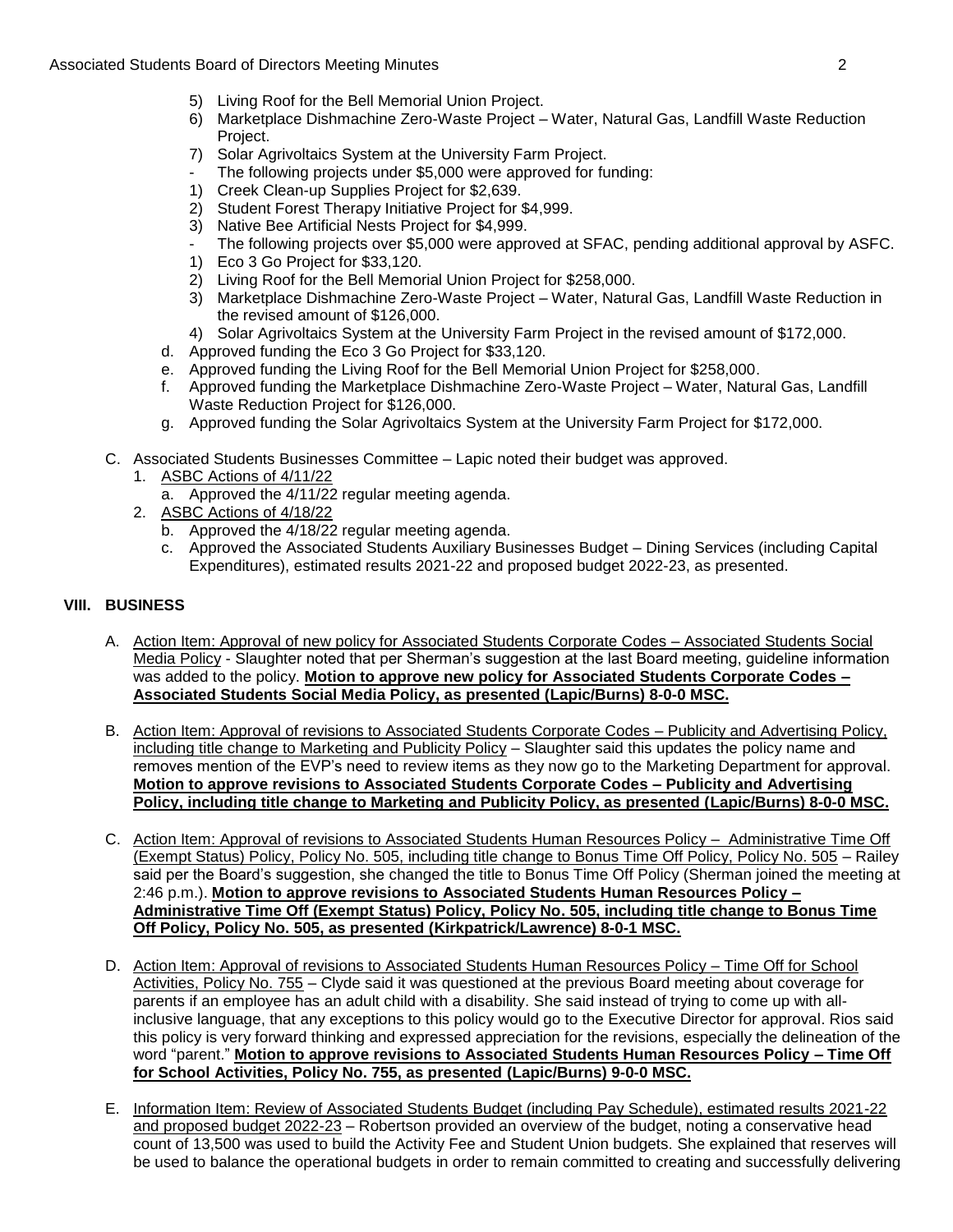5) Living Roof for the Bell Memorial Union Project.
6) Marketplace Dishmachine Zero-Waste Project – Water, Natural Gas, Landfill Waste Reduction Project.
7) Solar Agrivoltaics System at the University Farm Project.

- The following projects under $5,000 were approved for funding:

1) Creek Clean-up Supplies Project for $2,639.
2) Student Forest Therapy Initiative Project for $4,999.
3) Native Bee Artificial Nests Project for $4,999.

- The following projects over $5,000 were approved at SFAC, pending additional approval by ASFC.

1) Eco 3 Go Project for $33,120.
2) Living Roof for the Bell Memorial Union Project for $258,000.
3) Marketplace Dishmachine Zero-Waste Project – Water, Natural Gas, Landfill Waste Reduction in the revised amount of $126,000.
4) Solar Agrivoltaics System at the University Farm Project in the revised amount of $172,000.

d. Approved funding the Eco 3 Go Project for $33,120.
e. Approved funding the Living Roof for the Bell Memorial Union Project for $258,000.
f. Approved funding the Marketplace Dishmachine Zero-Waste Project – Water, Natural Gas, Landfill Waste Reduction Project for $126,000.
g. Approved funding the Solar Agrivoltaics System at the University Farm Project for $172,000.

C. Associated Students Businesses Committee – Lapic noted their budget was approved.

1. ASBC Actions of 4/11/22
   a. Approved the 4/11/22 regular meeting agenda.
2. ASBC Actions of 4/18/22
   b. Approved the 4/18/22 regular meeting agenda.
   c. Approved the Associated Students Auxiliary Businesses Budget – Dining Services (including Capital Expenditures), estimated results 2021-22 and proposed budget 2022-23, as presented.

## VIII. BUSINESS

A. Action Item: Approval of new policy for Associated Students Corporate Codes – Associated Students Social Media Policy - Slaughter noted that per Sherman's suggestion at the last Board meeting, guideline information was added to the policy. **Motion to approve new policy for Associated Students Corporate Codes – Associated Students Social Media Policy, as presented (Lapic/Burns) 8-0-0 MSC.**

B. Action Item: Approval of revisions to Associated Students Corporate Codes – Publicity and Advertising Policy, including title change to Marketing and Publicity Policy – Slaughter said this updates the policy name and removes mention of the EVP's need to review items as they now go to the Marketing Department for approval. **Motion to approve revisions to Associated Students Corporate Codes – Publicity and Advertising Policy, including title change to Marketing and Publicity Policy, as presented (Lapic/Burns) 8-0-0 MSC.**

C. Action Item: Approval of revisions to Associated Students Human Resources Policy – Administrative Time Off (Exempt Status) Policy, Policy No. 505, including title change to Bonus Time Off Policy, Policy No. 505 – Railey said per the Board's suggestion, she changed the title to Bonus Time Off Policy (Sherman joined the meeting at 2:46 p.m.). **Motion to approve revisions to Associated Students Human Resources Policy – Administrative Time Off (Exempt Status) Policy, Policy No. 505, including title change to Bonus Time Off Policy, Policy No. 505, as presented (Kirkpatrick/Lawrence) 8-0-1 MSC.**

D. Action Item: Approval of revisions to Associated Students Human Resources Policy – Time Off for School Activities, Policy No. 755 – Clyde said it was questioned at the previous Board meeting about coverage for parents if an employee has an adult child with a disability. She said instead of trying to come up with all-inclusive language, that any exceptions to this policy would go to the Executive Director for approval. Rios said this policy is very forward thinking and expressed appreciation for the revisions, especially the delineation of the word "parent." **Motion to approve revisions to Associated Students Human Resources Policy – Time Off for School Activities, Policy No. 755, as presented (Lapic/Burns) 9-0-0 MSC.**

E. Information Item: Review of Associated Students Budget (including Pay Schedule), estimated results 2021-22 and proposed budget 2022-23 – Robertson provided an overview of the budget, noting a conservative head count of 13,500 was used to build the Activity Fee and Student Union budgets. She explained that reserves will be used to balance the operational budgets in order to remain committed to creating and successfully delivering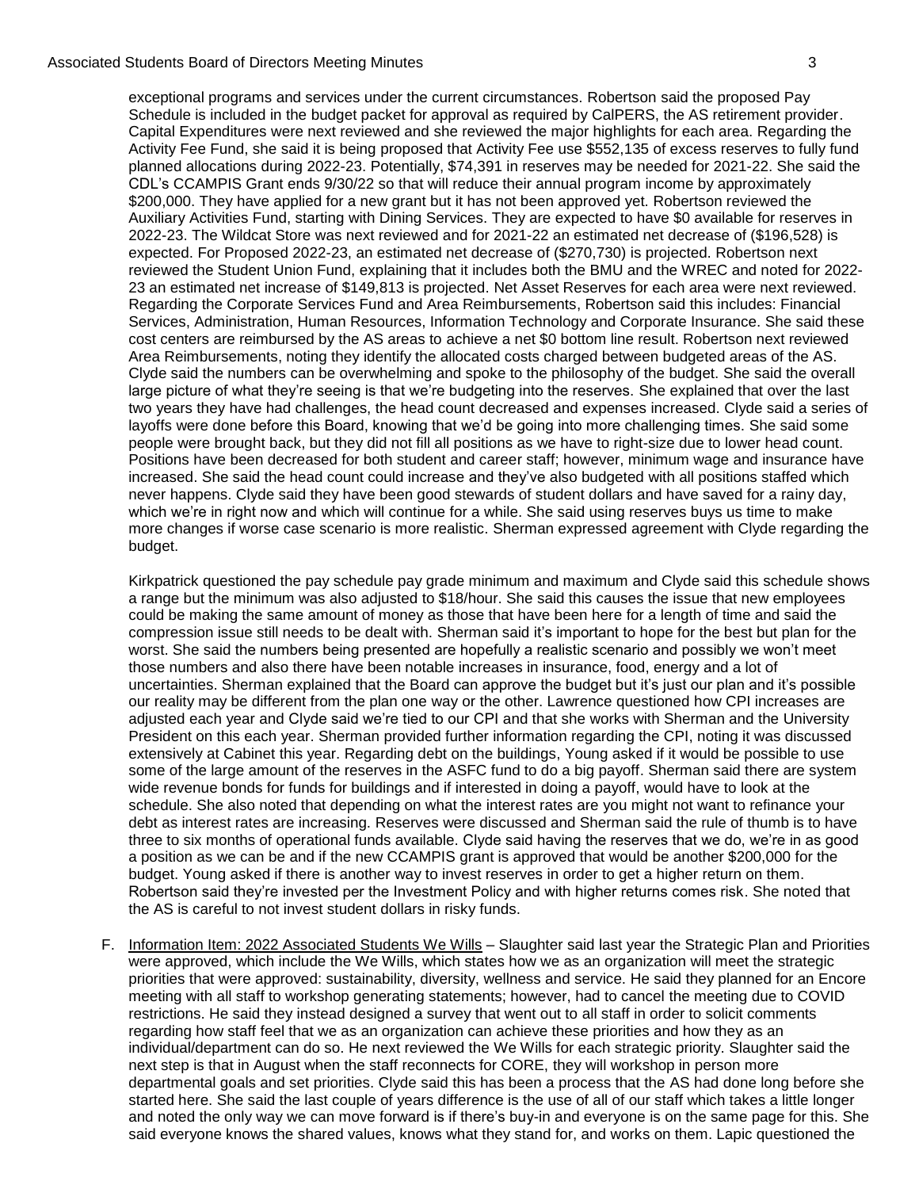exceptional programs and services under the current circumstances. Robertson said the proposed Pay Schedule is included in the budget packet for approval as required by CalPERS, the AS retirement provider. Capital Expenditures were next reviewed and she reviewed the major highlights for each area. Regarding the Activity Fee Fund, she said it is being proposed that Activity Fee use $552,135 of excess reserves to fully fund planned allocations during 2022-23. Potentially, $74,391 in reserves may be needed for 2021-22. She said the CDL's CCAMPIS Grant ends 9/30/22 so that will reduce their annual program income by approximately $200,000. They have applied for a new grant but it has not been approved yet. Robertson reviewed the Auxiliary Activities Fund, starting with Dining Services. They are expected to have $0 available for reserves in 2022-23. The Wildcat Store was next reviewed and for 2021-22 an estimated net decrease of ($196,528) is expected. For Proposed 2022-23, an estimated net decrease of ($270,730) is projected. Robertson next reviewed the Student Union Fund, explaining that it includes both the BMU and the WREC and noted for 2022-23 an estimated net increase of $149,813 is projected. Net Asset Reserves for each area were next reviewed. Regarding the Corporate Services Fund and Area Reimbursements, Robertson said this includes: Financial Services, Administration, Human Resources, Information Technology and Corporate Insurance. She said these cost centers are reimbursed by the AS areas to achieve a net $0 bottom line result. Robertson next reviewed Area Reimbursements, noting they identify the allocated costs charged between budgeted areas of the AS. Clyde said the numbers can be overwhelming and spoke to the philosophy of the budget. She said the overall large picture of what they're seeing is that we're budgeting into the reserves. She explained that over the last two years they have had challenges, the head count decreased and expenses increased. Clyde said a series of layoffs were done before this Board, knowing that we'd be going into more challenging times. She said some people were brought back, but they did not fill all positions as we have to right-size due to lower head count. Positions have been decreased for both student and career staff; however, minimum wage and insurance have increased. She said the head count could increase and they've also budgeted with all positions staffed which never happens. Clyde said they have been good stewards of student dollars and have saved for a rainy day, which we're in right now and which will continue for a while. She said using reserves buys us time to make more changes if worse case scenario is more realistic. Sherman expressed agreement with Clyde regarding the budget.

Kirkpatrick questioned the pay schedule pay grade minimum and maximum and Clyde said this schedule shows a range but the minimum was also adjusted to $18/hour. She said this causes the issue that new employees could be making the same amount of money as those that have been here for a length of time and said the compression issue still needs to be dealt with. Sherman said it's important to hope for the best but plan for the worst. She said the numbers being presented are hopefully a realistic scenario and possibly we won't meet those numbers and also there have been notable increases in insurance, food, energy and a lot of uncertainties. Sherman explained that the Board can approve the budget but it's just our plan and it's possible our reality may be different from the plan one way or the other. Lawrence questioned how CPI increases are adjusted each year and Clyde said we're tied to our CPI and that she works with Sherman and the University President on this each year. Sherman provided further information regarding the CPI, noting it was discussed extensively at Cabinet this year. Regarding debt on the buildings, Young asked if it would be possible to use some of the large amount of the reserves in the ASFC fund to do a big payoff. Sherman said there are system wide revenue bonds for funds for buildings and if interested in doing a payoff, would have to look at the schedule. She also noted that depending on what the interest rates are you might not want to refinance your debt as interest rates are increasing. Reserves were discussed and Sherman said the rule of thumb is to have three to six months of operational funds available. Clyde said having the reserves that we do, we're in as good a position as we can be and if the new CCAMPIS grant is approved that would be another $200,000 for the budget. Young asked if there is another way to invest reserves in order to get a higher return on them. Robertson said they're invested per the Investment Policy and with higher returns comes risk. She noted that the AS is careful to not invest student dollars in risky funds.

F. Information Item: 2022 Associated Students We Wills – Slaughter said last year the Strategic Plan and Priorities were approved, which include the We Wills, which states how we as an organization will meet the strategic priorities that were approved: sustainability, diversity, wellness and service. He said they planned for an Encore meeting with all staff to workshop generating statements; however, had to cancel the meeting due to COVID restrictions. He said they instead designed a survey that went out to all staff in order to solicit comments regarding how staff feel that we as an organization can achieve these priorities and how they as an individual/department can do so. He next reviewed the We Wills for each strategic priority. Slaughter said the next step is that in August when the staff reconnects for CORE, they will workshop in person more departmental goals and set priorities. Clyde said this has been a process that the AS had done long before she started here. She said the last couple of years difference is the use of all of our staff which takes a little longer and noted the only way we can move forward is if there's buy-in and everyone is on the same page for this. She said everyone knows the shared values, knows what they stand for, and works on them. Lapic questioned the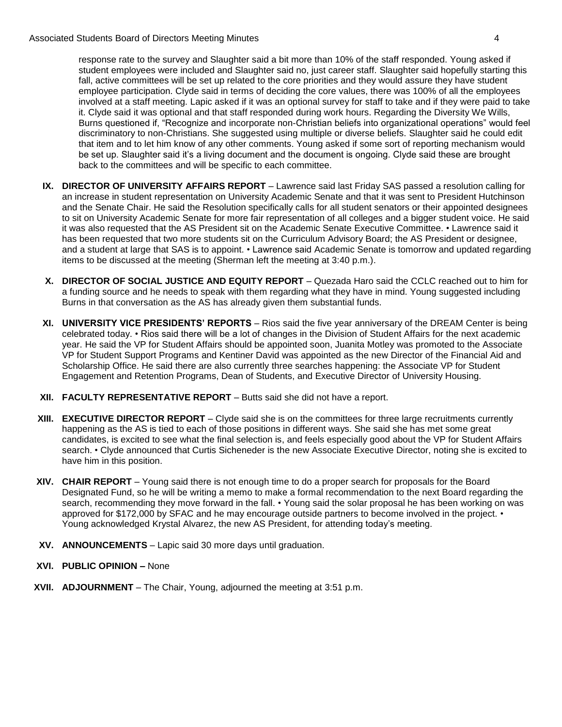response rate to the survey and Slaughter said a bit more than 10% of the staff responded. Young asked if student employees were included and Slaughter said no, just career staff. Slaughter said hopefully starting this fall, active committees will be set up related to the core priorities and they would assure they have student employee participation. Clyde said in terms of deciding the core values, there was 100% of all the employees involved at a staff meeting. Lapic asked if it was an optional survey for staff to take and if they were paid to take it. Clyde said it was optional and that staff responded during work hours. Regarding the Diversity We Wills, Burns questioned if, "Recognize and incorporate non-Christian beliefs into organizational operations" would feel discriminatory to non-Christians. She suggested using multiple or diverse beliefs. Slaughter said he could edit that item and to let him know of any other comments. Young asked if some sort of reporting mechanism would be set up. Slaughter said it's a living document and the document is ongoing. Clyde said these are brought back to the committees and will be specific to each committee.

**IX. DIRECTOR OF UNIVERSITY AFFAIRS REPORT** – Lawrence said last Friday SAS passed a resolution calling for an increase in student representation on University Academic Senate and that it was sent to President Hutchinson and the Senate Chair. He said the Resolution specifically calls for all student senators or their appointed designees to sit on University Academic Senate for more fair representation of all colleges and a bigger student voice. He said it was also requested that the AS President sit on the Academic Senate Executive Committee. • Lawrence said it has been requested that two more students sit on the Curriculum Advisory Board; the AS President or designee, and a student at large that SAS is to appoint. • Lawrence said Academic Senate is tomorrow and updated regarding items to be discussed at the meeting (Sherman left the meeting at 3:40 p.m.).

**X. DIRECTOR OF SOCIAL JUSTICE AND EQUITY REPORT** – Quezada Haro said the CCLC reached out to him for a funding source and he needs to speak with them regarding what they have in mind. Young suggested including Burns in that conversation as the AS has already given them substantial funds.

**XI. UNIVERSITY VICE PRESIDENTS' REPORTS** – Rios said the five year anniversary of the DREAM Center is being celebrated today. • Rios said there will be a lot of changes in the Division of Student Affairs for the next academic year. He said the VP for Student Affairs should be appointed soon, Juanita Motley was promoted to the Associate VP for Student Support Programs and Kentiner David was appointed as the new Director of the Financial Aid and Scholarship Office. He said there are also currently three searches happening: the Associate VP for Student Engagement and Retention Programs, Dean of Students, and Executive Director of University Housing.

**XII. FACULTY REPRESENTATIVE REPORT** – Butts said she did not have a report.

**XIII. EXECUTIVE DIRECTOR REPORT** – Clyde said she is on the committees for three large recruitments currently happening as the AS is tied to each of those positions in different ways. She said she has met some great candidates, is excited to see what the final selection is, and feels especially good about the VP for Student Affairs search. • Clyde announced that Curtis Sicheneder is the new Associate Executive Director, noting she is excited to have him in this position.

**XIV. CHAIR REPORT** – Young said there is not enough time to do a proper search for proposals for the Board Designated Fund, so he will be writing a memo to make a formal recommendation to the next Board regarding the search, recommending they move forward in the fall. • Young said the solar proposal he has been working on was approved for $172,000 by SFAC and he may encourage outside partners to become involved in the project. • Young acknowledged Krystal Alvarez, the new AS President, for attending today's meeting.

**XV. ANNOUNCEMENTS** – Lapic said 30 more days until graduation.

**XVI. PUBLIC OPINION –** None

**XVII. ADJOURNMENT** – The Chair, Young, adjourned the meeting at 3:51 p.m.